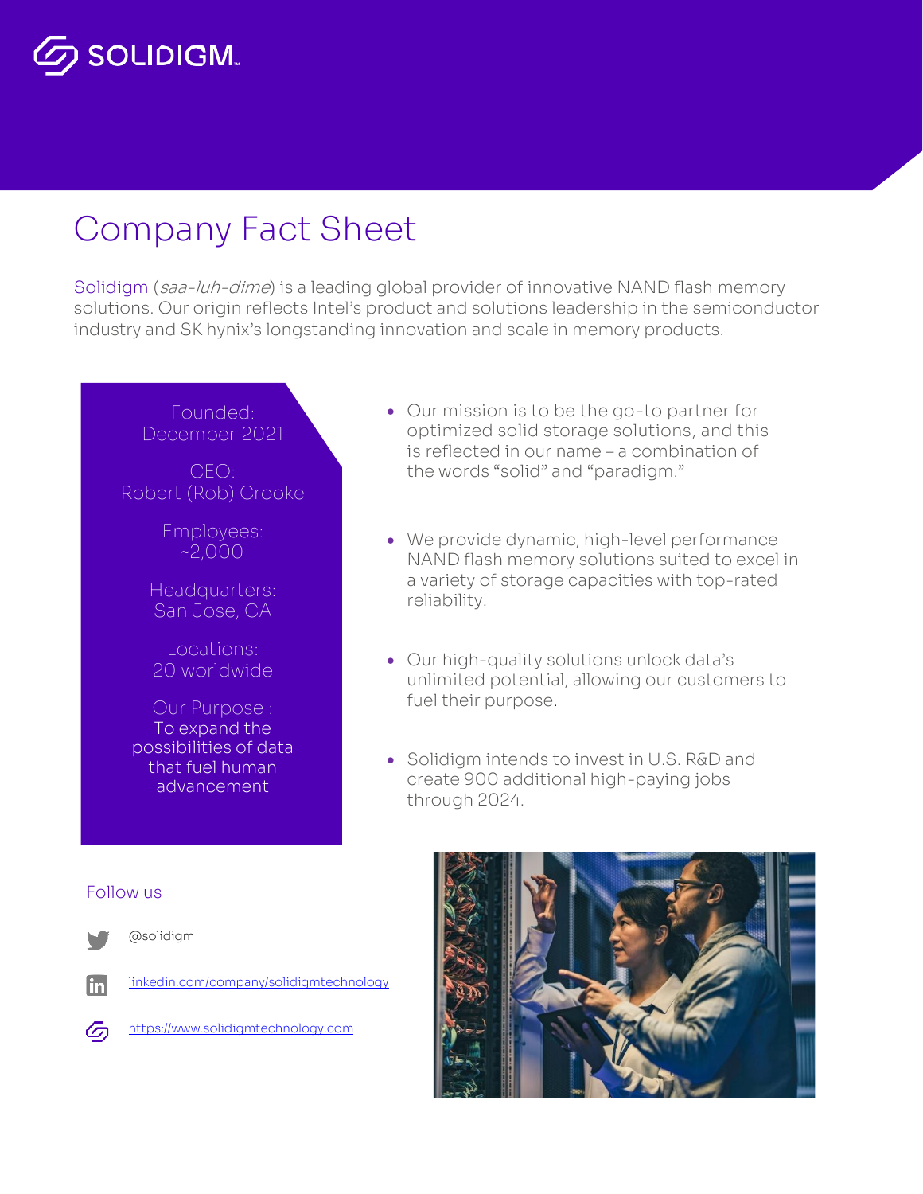SOLIDIGM

# Company Fact Sheet

Solidigm (*saa-luh-dime*) is a leading global provider of innovative NAND flash memory solutions. Our origin reflects Intel's product and solutions leadership in the semiconductor industry and SK hynix's longstanding innovation and scale in memory products.

Founded:
December 2021

CEO:
Robert (Rob) Crooke

Employees:
~2,000

Headquarters:
San Jose, CA

Locations:
20 worldwide

Our Purpose :
To expand the possibilities of data that fuel human advancement

- Our mission is to be the go-to partner for optimized solid storage solutions, and this is reflected in our name – a combination of the words "solid" and "paradigm."
- We provide dynamic, high-level performance NAND flash memory solutions suited to excel in a variety of storage capacities with top-rated reliability.
- Our high-quality solutions unlock data's unlimited potential, allowing our customers to fuel their purpose.
- Solidigm intends to invest in U.S. R&D and create 900 additional high-paying jobs through 2024.

Follow us

@solidigm

[linkedin.com/company/solidigmtechnology](https://linkedin.com/company/solidigmtechnology)

[https://www.solidigmtechnology.com](https://www.solidigmtechnology.com)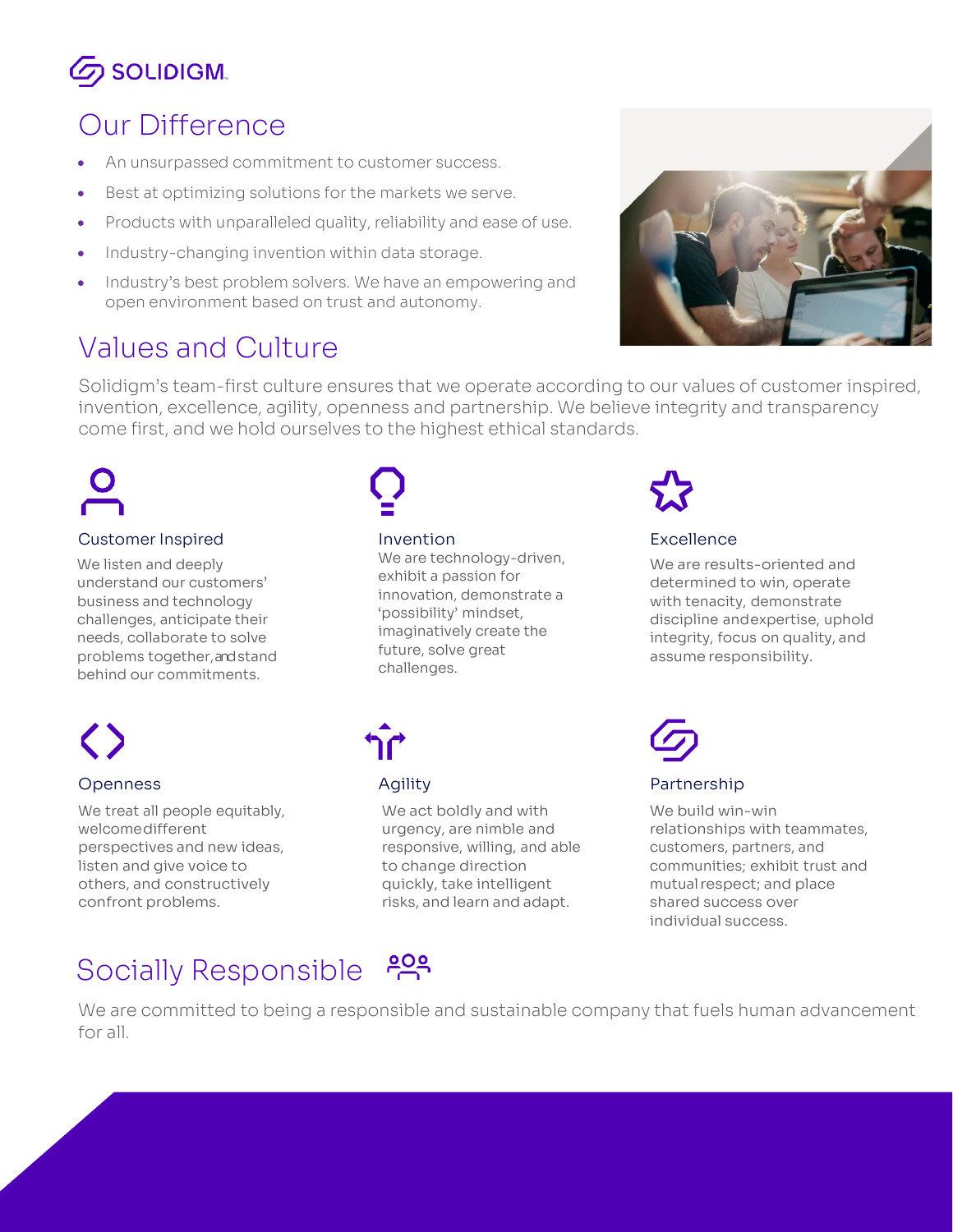## Our Difference

- An unsurpassed commitment to customer success.
- Best at optimizing solutions for the markets we serve.
- Products with unparalleled quality, reliability and ease of use.
- Industry-changing invention within data storage.
- Industry's best problem solvers. We have an empowering and open environment based on trust and autonomy.

## Values and Culture

Solidigm's team-first culture ensures that we operate according to our values of customer inspired, invention, excellence, agility, openness and partnership. We believe integrity and transparency come first, and we hold ourselves to the highest ethical standards.

### Customer Inspired

We listen and deeply understand our customers' business and technology challenges, anticipate their needs, collaborate to solve problems together, and stand behind our commitments.

### Invention

We are technology-driven, exhibit a passion for innovation, demonstrate a 'possibility' mindset, imaginatively create the future, solve great challenges.

### Excellence

We are results-oriented and determined to win, operate with tenacity, demonstrate discipline and expertise, uphold integrity, focus on quality, and assume responsibility.

### Openness

We treat all people equitably, welcome different perspectives and new ideas, listen and give voice to others, and constructively confront problems.

### Agility

We act boldly and with urgency, are nimble and responsive, willing, and able to change direction quickly, take intelligent risks, and learn and adapt.

### Partnership

We build win-win relationships with teammates, customers, partners, and communities; exhibit trust and mutual respect; and place shared success over individual success.

## Socially Responsible

We are committed to being a responsible and sustainable company that fuels human advancement for all.